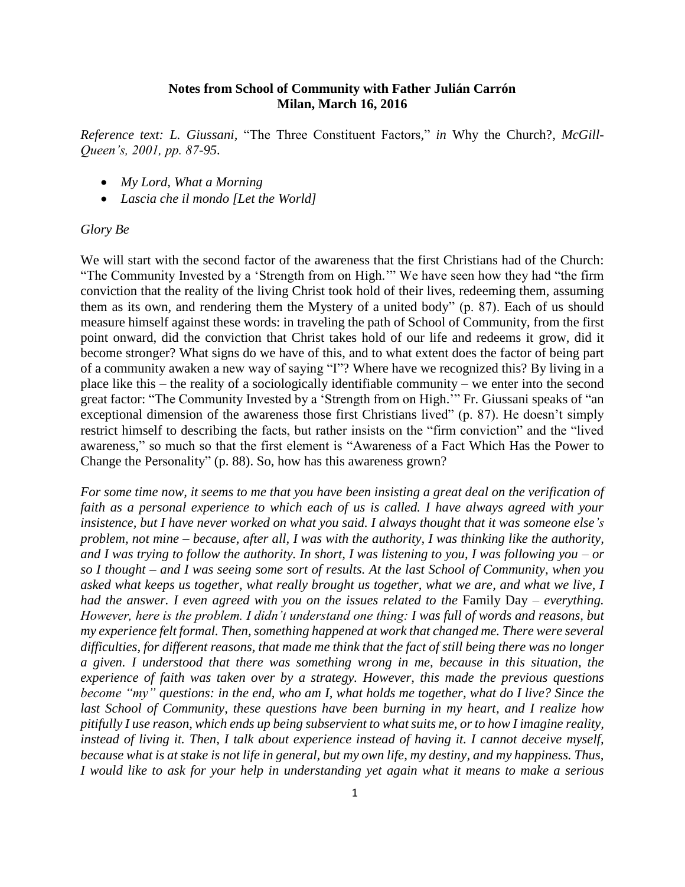**Notes from School of Community with Father Julián Carrón**
**Milan, March 16, 2016**

*Reference text: L. Giussani,* "The Three Constituent Factors," *in* Why the Church?*, McGill-Queen's, 2001, pp. 87-95.*

- *My Lord, What a Morning*
- *Lascia che il mondo [Let the World]*

*Glory Be*

We will start with the second factor of the awareness that the first Christians had of the Church: "The Community Invested by a 'Strength from on High.'" We have seen how they had "the firm conviction that the reality of the living Christ took hold of their lives, redeeming them, assuming them as its own, and rendering them the Mystery of a united body" (p. 87). Each of us should measure himself against these words: in traveling the path of School of Community, from the first point onward, did the conviction that Christ takes hold of our life and redeems it grow, did it become stronger? What signs do we have of this, and to what extent does the factor of being part of a community awaken a new way of saying "I"? Where have we recognized this? By living in a place like this – the reality of a sociologically identifiable community – we enter into the second great factor: "The Community Invested by a 'Strength from on High.'" Fr. Giussani speaks of "an exceptional dimension of the awareness those first Christians lived" (p. 87). He doesn't simply restrict himself to describing the facts, but rather insists on the "firm conviction" and the "lived awareness," so much so that the first element is "Awareness of a Fact Which Has the Power to Change the Personality" (p. 88). So, how has this awareness grown?

*For some time now, it seems to me that you have been insisting a great deal on the verification of faith as a personal experience to which each of us is called. I have always agreed with your insistence, but I have never worked on what you said. I always thought that it was someone else's problem, not mine – because, after all, I was with the authority, I was thinking like the authority, and I was trying to follow the authority. In short, I was listening to you, I was following you – or so I thought – and I was seeing some sort of results. At the last School of Community, when you asked what keeps us together, what really brought us together, what we are, and what we live, I had the answer. I even agreed with you on the issues related to the* Family Day *– everything. However, here is the problem. I didn't understand one thing: I was full of words and reasons, but my experience felt formal. Then, something happened at work that changed me. There were several difficulties, for different reasons, that made me think that the fact of still being there was no longer a given. I understood that there was something wrong in me, because in this situation, the experience of faith was taken over by a strategy. However, this made the previous questions become "my" questions: in the end, who am I, what holds me together, what do I live? Since the last School of Community, these questions have been burning in my heart, and I realize how pitifully I use reason, which ends up being subservient to what suits me, or to how I imagine reality, instead of living it. Then, I talk about experience instead of having it. I cannot deceive myself, because what is at stake is not life in general, but my own life, my destiny, and my happiness. Thus, I would like to ask for your help in understanding yet again what it means to make a serious*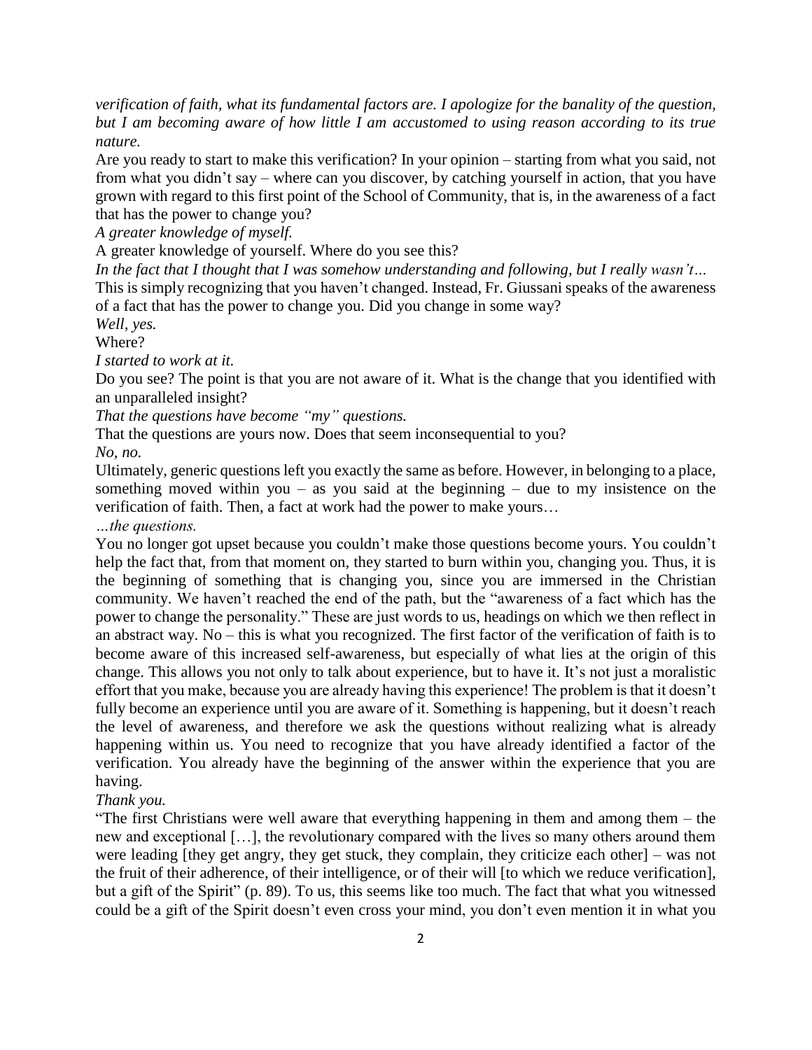*verification of faith, what its fundamental factors are. I apologize for the banality of the question, but I am becoming aware of how little I am accustomed to using reason according to its true nature.*

Are you ready to start to make this verification? In your opinion – starting from what you said, not from what you didn't say – where can you discover, by catching yourself in action, that you have grown with regard to this first point of the School of Community, that is, in the awareness of a fact that has the power to change you?

*A greater knowledge of myself.*

A greater knowledge of yourself. Where do you see this?

*In the fact that I thought that I was somehow understanding and following, but I really wasn't…*

This is simply recognizing that you haven't changed. Instead, Fr. Giussani speaks of the awareness of a fact that has the power to change you. Did you change in some way?

*Well, yes.*

Where?

*I started to work at it.*

Do you see? The point is that you are not aware of it. What is the change that you identified with an unparalleled insight?

*That the questions have become "my" questions.*

That the questions are yours now. Does that seem inconsequential to you?

*No, no.*

Ultimately, generic questions left you exactly the same as before. However, in belonging to a place, something moved within you – as you said at the beginning – due to my insistence on the verification of faith. Then, a fact at work had the power to make yours…

*…the questions.*

You no longer got upset because you couldn't make those questions become yours. You couldn't help the fact that, from that moment on, they started to burn within you, changing you. Thus, it is the beginning of something that is changing you, since you are immersed in the Christian community. We haven't reached the end of the path, but the "awareness of a fact which has the power to change the personality." These are just words to us, headings on which we then reflect in an abstract way. No – this is what you recognized. The first factor of the verification of faith is to become aware of this increased self-awareness, but especially of what lies at the origin of this change. This allows you not only to talk about experience, but to have it. It's not just a moralistic effort that you make, because you are already having this experience! The problem is that it doesn't fully become an experience until you are aware of it. Something is happening, but it doesn't reach the level of awareness, and therefore we ask the questions without realizing what is already happening within us. You need to recognize that you have already identified a factor of the verification. You already have the beginning of the answer within the experience that you are having.

*Thank you.*

"The first Christians were well aware that everything happening in them and among them – the new and exceptional […], the revolutionary compared with the lives so many others around them were leading [they get angry, they get stuck, they complain, they criticize each other] – was not the fruit of their adherence, of their intelligence, or of their will [to which we reduce verification], but a gift of the Spirit" (p. 89). To us, this seems like too much. The fact that what you witnessed could be a gift of the Spirit doesn't even cross your mind, you don't even mention it in what you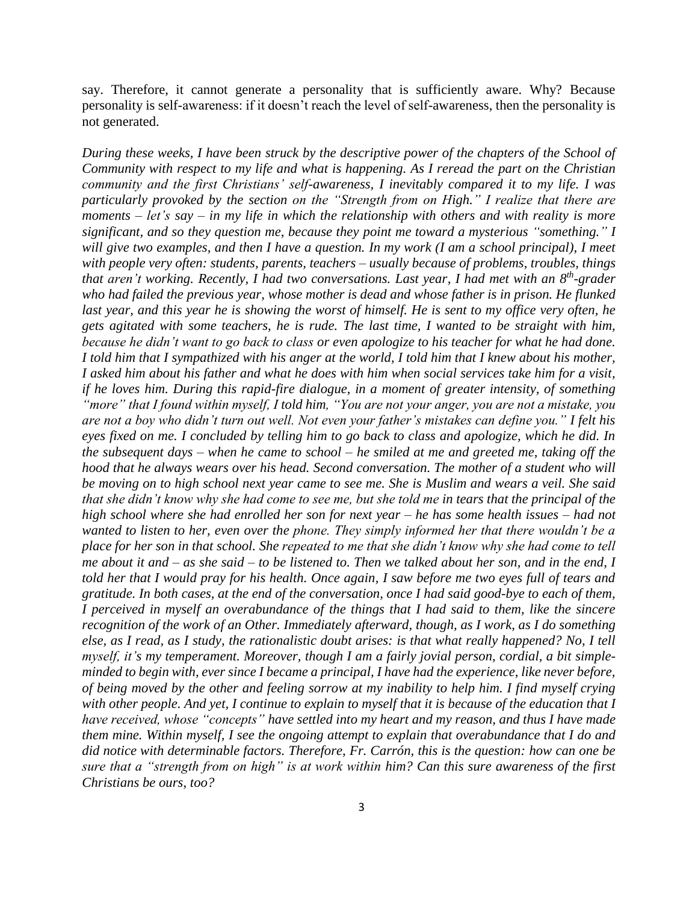say. Therefore, it cannot generate a personality that is sufficiently aware. Why? Because personality is self-awareness: if it doesn't reach the level of self-awareness, then the personality is not generated.

*During these weeks, I have been struck by the descriptive power of the chapters of the School of Community with respect to my life and what is happening. As I reread the part on the Christian community and the first Christians' self-awareness, I inevitably compared it to my life. I was particularly provoked by the section on the "Strength from on High." I realize that there are moments – let's say – in my life in which the relationship with others and with reality is more significant, and so they question me, because they point me toward a mysterious "something." I will give two examples, and then I have a question. In my work (I am a school principal), I meet with people very often: students, parents, teachers – usually because of problems, troubles, things that aren't working. Recently, I had two conversations. Last year, I had met with an 8th-grader who had failed the previous year, whose mother is dead and whose father is in prison. He flunked last year, and this year he is showing the worst of himself. He is sent to my office very often, he gets agitated with some teachers, he is rude. The last time, I wanted to be straight with him, because he didn't want to go back to class or even apologize to his teacher for what he had done. I told him that I sympathized with his anger at the world, I told him that I knew about his mother, I asked him about his father and what he does with him when social services take him for a visit, if he loves him. During this rapid-fire dialogue, in a moment of greater intensity, of something "more" that I found within myself, I told him, "You are not your anger, you are not a mistake, you are not a boy who didn't turn out well. Not even your father's mistakes can define you." I felt his eyes fixed on me. I concluded by telling him to go back to class and apologize, which he did. In the subsequent days – when he came to school – he smiled at me and greeted me, taking off the hood that he always wears over his head. Second conversation. The mother of a student who will be moving on to high school next year came to see me. She is Muslim and wears a veil. She said that she didn't know why she had come to see me, but she told me in tears that the principal of the high school where she had enrolled her son for next year – he has some health issues – had not wanted to listen to her, even over the phone. They simply informed her that there wouldn't be a place for her son in that school. She repeated to me that she didn't know why she had come to tell me about it and – as she said – to be listened to. Then we talked about her son, and in the end, I told her that I would pray for his health. Once again, I saw before me two eyes full of tears and gratitude. In both cases, at the end of the conversation, once I had said good-bye to each of them, I perceived in myself an overabundance of the things that I had said to them, like the sincere recognition of the work of an Other. Immediately afterward, though, as I work, as I do something else, as I read, as I study, the rationalistic doubt arises: is that what really happened? No, I tell myself, it's my temperament. Moreover, though I am a fairly jovial person, cordial, a bit simple-minded to begin with, ever since I became a principal, I have had the experience, like never before, of being moved by the other and feeling sorrow at my inability to help him. I find myself crying with other people. And yet, I continue to explain to myself that it is because of the education that I have received, whose "concepts" have settled into my heart and my reason, and thus I have made them mine. Within myself, I see the ongoing attempt to explain that overabundance that I do and did notice with determinable factors. Therefore, Fr. Carrón, this is the question: how can one be sure that a "strength from on high" is at work within him? Can this sure awareness of the first Christians be ours, too?*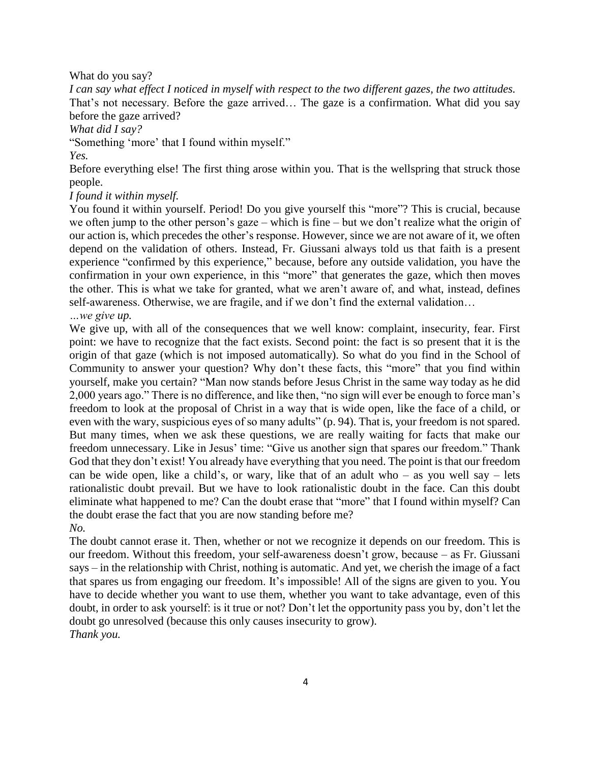What do you say?

*I can say what effect I noticed in myself with respect to the two different gazes, the two attitudes.*

That's not necessary. Before the gaze arrived… The gaze is a confirmation. What did you say before the gaze arrived?

*What did I say?*

"Something 'more' that I found within myself."

*Yes.*

Before everything else! The first thing arose within you. That is the wellspring that struck those people.

*I found it within myself.*

You found it within yourself. Period! Do you give yourself this "more"? This is crucial, because we often jump to the other person's gaze – which is fine – but we don't realize what the origin of our action is, which precedes the other's response. However, since we are not aware of it, we often depend on the validation of others. Instead, Fr. Giussani always told us that faith is a present experience "confirmed by this experience," because, before any outside validation, you have the confirmation in your own experience, in this "more" that generates the gaze, which then moves the other. This is what we take for granted, what we aren't aware of, and what, instead, defines self-awareness. Otherwise, we are fragile, and if we don't find the external validation…

*…we give up.*

We give up, with all of the consequences that we well know: complaint, insecurity, fear. First point: we have to recognize that the fact exists. Second point: the fact is so present that it is the origin of that gaze (which is not imposed automatically). So what do you find in the School of Community to answer your question? Why don't these facts, this "more" that you find within yourself, make you certain? "Man now stands before Jesus Christ in the same way today as he did 2,000 years ago." There is no difference, and like then, "no sign will ever be enough to force man's freedom to look at the proposal of Christ in a way that is wide open, like the face of a child, or even with the wary, suspicious eyes of so many adults" (p. 94). That is, your freedom is not spared. But many times, when we ask these questions, we are really waiting for facts that make our freedom unnecessary. Like in Jesus' time: "Give us another sign that spares our freedom." Thank God that they don't exist! You already have everything that you need. The point is that our freedom can be wide open, like a child's, or wary, like that of an adult who – as you well say – lets rationalistic doubt prevail. But we have to look rationalistic doubt in the face. Can this doubt eliminate what happened to me? Can the doubt erase that "more" that I found within myself? Can the doubt erase the fact that you are now standing before me?

*No.*

The doubt cannot erase it. Then, whether or not we recognize it depends on our freedom. This is our freedom. Without this freedom, your self-awareness doesn't grow, because – as Fr. Giussani says – in the relationship with Christ, nothing is automatic. And yet, we cherish the image of a fact that spares us from engaging our freedom. It's impossible! All of the signs are given to you. You have to decide whether you want to use them, whether you want to take advantage, even of this doubt, in order to ask yourself: is it true or not? Don't let the opportunity pass you by, don't let the doubt go unresolved (because this only causes insecurity to grow).

*Thank you.*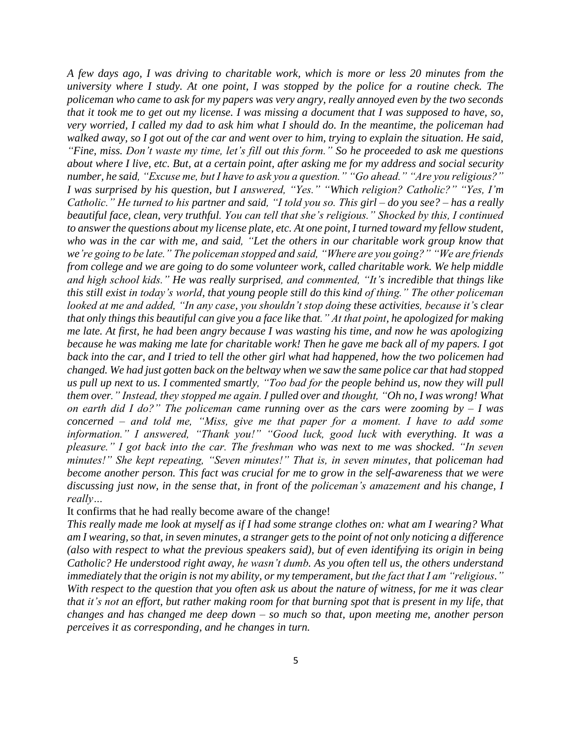*A few days ago, I was driving to charitable work, which is more or less 20 minutes from the university where I study. At one point, I was stopped by the police for a routine check. The policeman who came to ask for my papers was very angry, really annoyed even by the two seconds that it took me to get out my license. I was missing a document that I was supposed to have, so, very worried, I called my dad to ask him what I should do. In the meantime, the policeman had walked away, so I got out of the car and went over to him, trying to explain the situation. He said, "Fine, miss. Don't waste my time, let's fill out this form." So he proceeded to ask me questions about where I live, etc. But, at a certain point, after asking me for my address and social security number, he said, "Excuse me, but I have to ask you a question." "Go ahead." "Are you religious?" I was surprised by his question, but I answered, "Yes." "Which religion? Catholic?" "Yes, I'm Catholic." He turned to his partner and said, "I told you so. This girl – do you see? – has a really beautiful face, clean, very truthful. You can tell that she's religious." Shocked by this, I continued to answer the questions about my license plate, etc. At one point, I turned toward my fellow student, who was in the car with me, and said, "Let the others in our charitable work group know that we're going to be late." The policeman stopped and said, "Where are you going?" "We are friends from college and we are going to do some volunteer work, called charitable work. We help middle and high school kids." He was really surprised, and commented, "It's incredible that things like this still exist in today's world, that young people still do this kind of thing." The other policeman looked at me and added, "In any case, you shouldn't stop doing these activities, because it's clear that only things this beautiful can give you a face like that." At that point, he apologized for making me late. At first, he had been angry because I was wasting his time, and now he was apologizing because he was making me late for charitable work! Then he gave me back all of my papers. I got back into the car, and I tried to tell the other girl what had happened, how the two policemen had changed. We had just gotten back on the beltway when we saw the same police car that had stopped us pull up next to us. I commented smartly, "Too bad for the people behind us, now they will pull them over." Instead, they stopped me again. I pulled over and thought, "Oh no, I was wrong! What on earth did I do?" The policeman came running over as the cars were zooming by – I was concerned – and told me, "Miss, give me that paper for a moment. I have to add some information." I answered, "Thank you!" "Good luck, good luck with everything. It was a pleasure." I got back into the car. The freshman who was next to me was shocked. "In seven minutes!" She kept repeating, "Seven minutes!" That is, in seven minutes, that policeman had become another person. This fact was crucial for me to grow in the self-awareness that we were discussing just now, in the sense that, in front of the policeman's amazement and his change, I really…*

It confirms that he had really become aware of the change!

*This really made me look at myself as if I had some strange clothes on: what am I wearing? What am I wearing, so that, in seven minutes, a stranger gets to the point of not only noticing a difference (also with respect to what the previous speakers said), but of even identifying its origin in being Catholic? He understood right away, he wasn't dumb. As you often tell us, the others understand immediately that the origin is not my ability, or my temperament, but the fact that I am "religious." With respect to the question that you often ask us about the nature of witness, for me it was clear that it's not an effort, but rather making room for that burning spot that is present in my life, that changes and has changed me deep down – so much so that, upon meeting me, another person perceives it as corresponding, and he changes in turn.*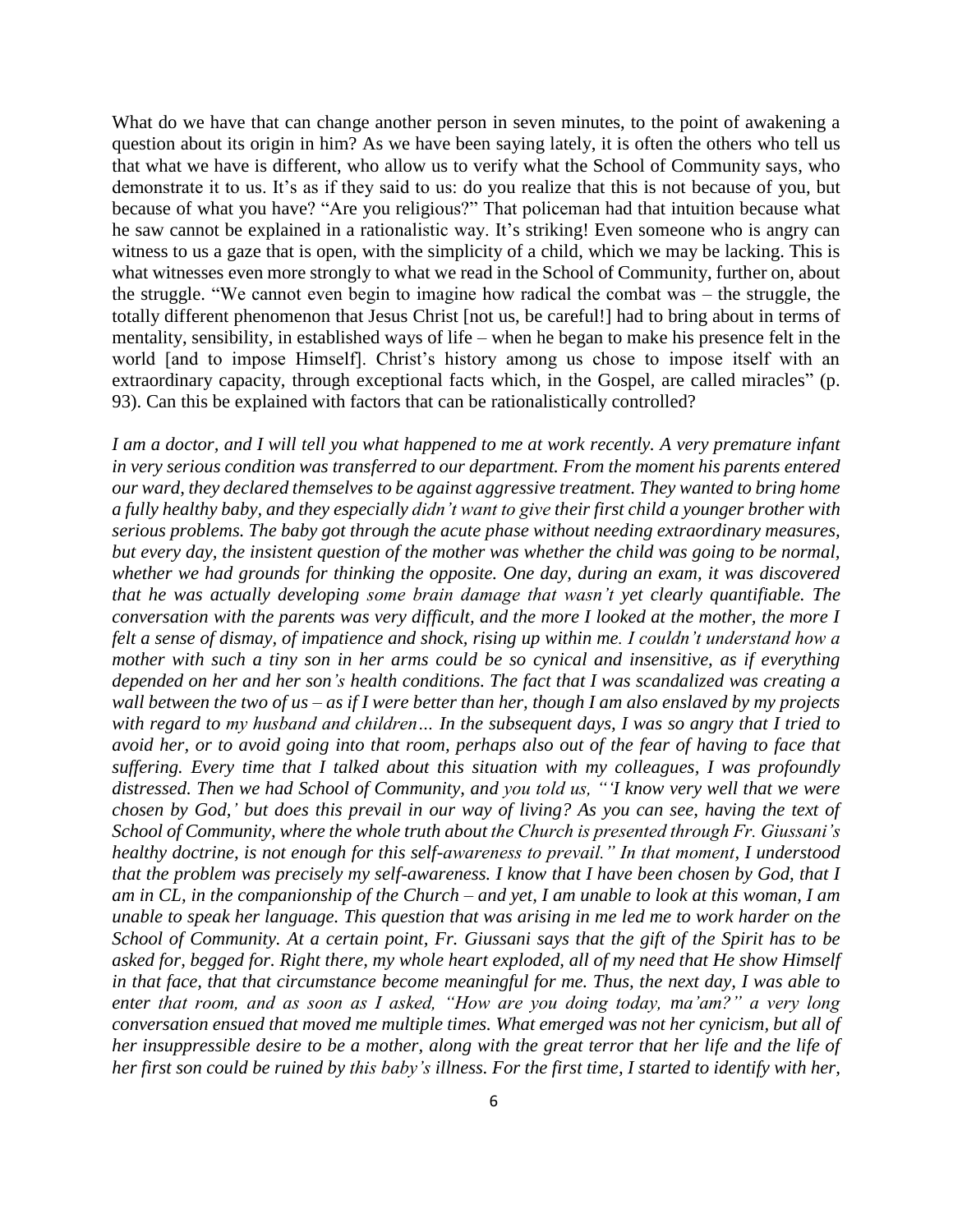What do we have that can change another person in seven minutes, to the point of awakening a question about its origin in him? As we have been saying lately, it is often the others who tell us that what we have is different, who allow us to verify what the School of Community says, who demonstrate it to us. It's as if they said to us: do you realize that this is not because of you, but because of what you have? "Are you religious?" That policeman had that intuition because what he saw cannot be explained in a rationalistic way. It's striking! Even someone who is angry can witness to us a gaze that is open, with the simplicity of a child, which we may be lacking. This is what witnesses even more strongly to what we read in the School of Community, further on, about the struggle. "We cannot even begin to imagine how radical the combat was – the struggle, the totally different phenomenon that Jesus Christ [not us, be careful!] had to bring about in terms of mentality, sensibility, in established ways of life – when he began to make his presence felt in the world [and to impose Himself]. Christ's history among us chose to impose itself with an extraordinary capacity, through exceptional facts which, in the Gospel, are called miracles" (p. 93). Can this be explained with factors that can be rationalistically controlled?

*I am a doctor, and I will tell you what happened to me at work recently. A very premature infant in very serious condition was transferred to our department. From the moment his parents entered our ward, they declared themselves to be against aggressive treatment. They wanted to bring home a fully healthy baby, and they especially didn't want to give their first child a younger brother with serious problems. The baby got through the acute phase without needing extraordinary measures, but every day, the insistent question of the mother was whether the child was going to be normal, whether we had grounds for thinking the opposite. One day, during an exam, it was discovered that he was actually developing some brain damage that wasn't yet clearly quantifiable. The conversation with the parents was very difficult, and the more I looked at the mother, the more I felt a sense of dismay, of impatience and shock, rising up within me. I couldn't understand how a mother with such a tiny son in her arms could be so cynical and insensitive, as if everything depended on her and her son's health conditions. The fact that I was scandalized was creating a wall between the two of us – as if I were better than her, though I am also enslaved by my projects with regard to my husband and children… In the subsequent days, I was so angry that I tried to avoid her, or to avoid going into that room, perhaps also out of the fear of having to face that suffering. Every time that I talked about this situation with my colleagues, I was profoundly distressed. Then we had School of Community, and you told us, "'I know very well that we were chosen by God,' but does this prevail in our way of living? As you can see, having the text of School of Community, where the whole truth about the Church is presented through Fr. Giussani's healthy doctrine, is not enough for this self-awareness to prevail." In that moment, I understood that the problem was precisely my self-awareness. I know that I have been chosen by God, that I am in CL, in the companionship of the Church – and yet, I am unable to look at this woman, I am unable to speak her language. This question that was arising in me led me to work harder on the School of Community. At a certain point, Fr. Giussani says that the gift of the Spirit has to be asked for, begged for. Right there, my whole heart exploded, all of my need that He show Himself in that face, that that circumstance become meaningful for me. Thus, the next day, I was able to enter that room, and as soon as I asked, "How are you doing today, ma'am?" a very long conversation ensued that moved me multiple times. What emerged was not her cynicism, but all of her insuppressible desire to be a mother, along with the great terror that her life and the life of her first son could be ruined by this baby's illness. For the first time, I started to identify with her,*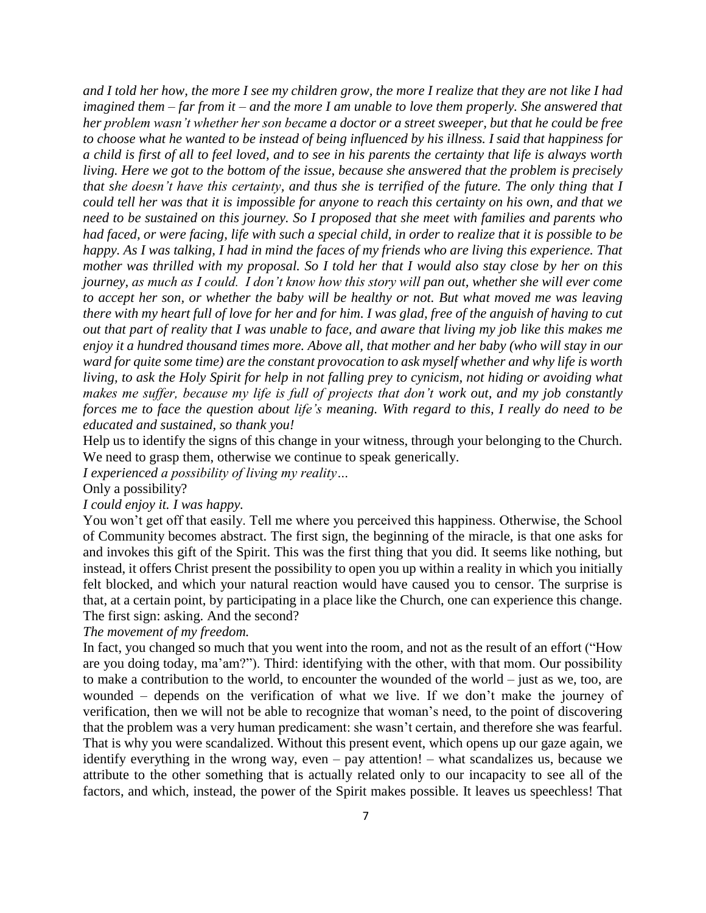*and I told her how, the more I see my children grow, the more I realize that they are not like I had imagined them – far from it – and the more I am unable to love them properly. She answered that her problem wasn't whether her son became a doctor or a street sweeper, but that he could be free to choose what he wanted to be instead of being influenced by his illness. I said that happiness for a child is first of all to feel loved, and to see in his parents the certainty that life is always worth living. Here we got to the bottom of the issue, because she answered that the problem is precisely that she doesn't have this certainty, and thus she is terrified of the future. The only thing that I could tell her was that it is impossible for anyone to reach this certainty on his own, and that we need to be sustained on this journey. So I proposed that she meet with families and parents who had faced, or were facing, life with such a special child, in order to realize that it is possible to be happy. As I was talking, I had in mind the faces of my friends who are living this experience. That mother was thrilled with my proposal. So I told her that I would also stay close by her on this journey, as much as I could. I don't know how this story will pan out, whether she will ever come to accept her son, or whether the baby will be healthy or not. But what moved me was leaving there with my heart full of love for her and for him. I was glad, free of the anguish of having to cut out that part of reality that I was unable to face, and aware that living my job like this makes me enjoy it a hundred thousand times more. Above all, that mother and her baby (who will stay in our ward for quite some time) are the constant provocation to ask myself whether and why life is worth living, to ask the Holy Spirit for help in not falling prey to cynicism, not hiding or avoiding what makes me suffer, because my life is full of projects that don't work out, and my job constantly forces me to face the question about life's meaning. With regard to this, I really do need to be educated and sustained, so thank you!*

Help us to identify the signs of this change in your witness, through your belonging to the Church. We need to grasp them, otherwise we continue to speak generically.

*I experienced a possibility of living my reality…*

Only a possibility?

*I could enjoy it. I was happy.*

You won't get off that easily. Tell me where you perceived this happiness. Otherwise, the School of Community becomes abstract. The first sign, the beginning of the miracle, is that one asks for and invokes this gift of the Spirit. This was the first thing that you did. It seems like nothing, but instead, it offers Christ present the possibility to open you up within a reality in which you initially felt blocked, and which your natural reaction would have caused you to censor. The surprise is that, at a certain point, by participating in a place like the Church, one can experience this change. The first sign: asking. And the second?

*The movement of my freedom.*

In fact, you changed so much that you went into the room, and not as the result of an effort ("How are you doing today, ma'am?"). Third: identifying with the other, with that mom. Our possibility to make a contribution to the world, to encounter the wounded of the world – just as we, too, are wounded – depends on the verification of what we live. If we don't make the journey of verification, then we will not be able to recognize that woman's need, to the point of discovering that the problem was a very human predicament: she wasn't certain, and therefore she was fearful. That is why you were scandalized. Without this present event, which opens up our gaze again, we identify everything in the wrong way, even – pay attention! – what scandalizes us, because we attribute to the other something that is actually related only to our incapacity to see all of the factors, and which, instead, the power of the Spirit makes possible. It leaves us speechless! That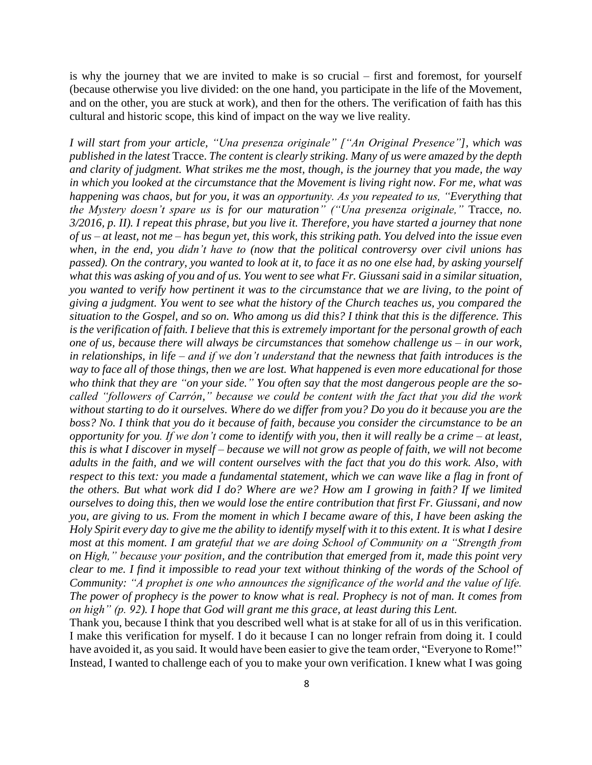is why the journey that we are invited to make is so crucial – first and foremost, for yourself (because otherwise you live divided: on the one hand, you participate in the life of the Movement, and on the other, you are stuck at work), and then for the others. The verification of faith has this cultural and historic scope, this kind of impact on the way we live reality.

*I will start from your article, "Una presenza originale" ["An Original Presence"], which was published in the latest* Tracce. *The content is clearly striking. Many of us were amazed by the depth and clarity of judgment. What strikes me the most, though, is the journey that you made, the way in which you looked at the circumstance that the Movement is living right now. For me, what was happening was chaos, but for you, it was an opportunity. As you repeated to us, "Everything that the Mystery doesn't spare us is for our maturation" ("Una presenza originale,"* Tracce, *no. 3/2016, p. II). I repeat this phrase, but you live it. Therefore, you have started a journey that none of us – at least, not me – has begun yet, this work, this striking path. You delved into the issue even when, in the end, you didn't have to (now that the political controversy over civil unions has passed). On the contrary, you wanted to look at it, to face it as no one else had, by asking yourself what this was asking of you and of us. You went to see what Fr. Giussani said in a similar situation, you wanted to verify how pertinent it was to the circumstance that we are living, to the point of giving a judgment. You went to see what the history of the Church teaches us, you compared the situation to the Gospel, and so on. Who among us did this? I think that this is the difference. This is the verification of faith. I believe that this is extremely important for the personal growth of each one of us, because there will always be circumstances that somehow challenge us – in our work, in relationships, in life – and if we don't understand that the newness that faith introduces is the way to face all of those things, then we are lost. What happened is even more educational for those who think that they are "on your side." You often say that the most dangerous people are the so-called "followers of Carrón," because we could be content with the fact that you did the work without starting to do it ourselves. Where do we differ from you? Do you do it because you are the boss? No. I think that you do it because of faith, because you consider the circumstance to be an opportunity for you. If we don't come to identify with you, then it will really be a crime – at least, this is what I discover in myself – because we will not grow as people of faith, we will not become adults in the faith, and we will content ourselves with the fact that you do this work. Also, with respect to this text: you made a fundamental statement, which we can wave like a flag in front of the others. But what work did I do? Where are we? How am I growing in faith? If we limited ourselves to doing this, then we would lose the entire contribution that first Fr. Giussani, and now you, are giving to us. From the moment in which I became aware of this, I have been asking the Holy Spirit every day to give me the ability to identify myself with it to this extent. It is what I desire most at this moment. I am grateful that we are doing School of Community on a "Strength from on High," because your position, and the contribution that emerged from it, made this point very clear to me. I find it impossible to read your text without thinking of the words of the School of Community: "A prophet is one who announces the significance of the world and the value of life. The power of prophecy is the power to know what is real. Prophecy is not of man. It comes from on high" (p. 92). I hope that God will grant me this grace, at least during this Lent.*

Thank you, because I think that you described well what is at stake for all of us in this verification. I make this verification for myself. I do it because I can no longer refrain from doing it. I could have avoided it, as you said. It would have been easier to give the team order, "Everyone to Rome!" Instead, I wanted to challenge each of you to make your own verification. I knew what I was going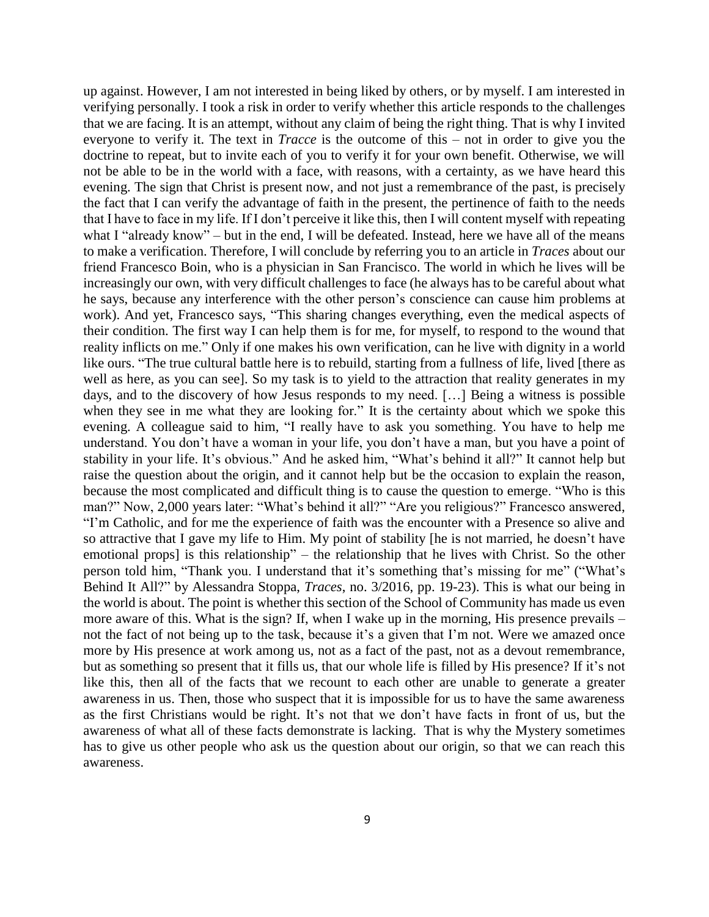up against. However, I am not interested in being liked by others, or by myself. I am interested in verifying personally. I took a risk in order to verify whether this article responds to the challenges that we are facing. It is an attempt, without any claim of being the right thing. That is why I invited everyone to verify it. The text in *Tracce* is the outcome of this – not in order to give you the doctrine to repeat, but to invite each of you to verify it for your own benefit. Otherwise, we will not be able to be in the world with a face, with reasons, with a certainty, as we have heard this evening. The sign that Christ is present now, and not just a remembrance of the past, is precisely the fact that I can verify the advantage of faith in the present, the pertinence of faith to the needs that I have to face in my life. If I don't perceive it like this, then I will content myself with repeating what I "already know" – but in the end, I will be defeated. Instead, here we have all of the means to make a verification. Therefore, I will conclude by referring you to an article in *Traces* about our friend Francesco Boin, who is a physician in San Francisco. The world in which he lives will be increasingly our own, with very difficult challenges to face (he always has to be careful about what he says, because any interference with the other person's conscience can cause him problems at work). And yet, Francesco says, "This sharing changes everything, even the medical aspects of their condition. The first way I can help them is for me, for myself, to respond to the wound that reality inflicts on me." Only if one makes his own verification, can he live with dignity in a world like ours. "The true cultural battle here is to rebuild, starting from a fullness of life, lived [there as well as here, as you can see]. So my task is to yield to the attraction that reality generates in my days, and to the discovery of how Jesus responds to my need. […] Being a witness is possible when they see in me what they are looking for." It is the certainty about which we spoke this evening. A colleague said to him, "I really have to ask you something. You have to help me understand. You don't have a woman in your life, you don't have a man, but you have a point of stability in your life. It's obvious." And he asked him, "What's behind it all?" It cannot help but raise the question about the origin, and it cannot help but be the occasion to explain the reason, because the most complicated and difficult thing is to cause the question to emerge. "Who is this man?" Now, 2,000 years later: "What's behind it all?" "Are you religious?" Francesco answered, "I'm Catholic, and for me the experience of faith was the encounter with a Presence so alive and so attractive that I gave my life to Him. My point of stability [he is not married, he doesn't have emotional props] is this relationship" – the relationship that he lives with Christ. So the other person told him, "Thank you. I understand that it's something that's missing for me" ("What's Behind It All?" by Alessandra Stoppa, *Traces*, no. 3/2016, pp. 19-23). This is what our being in the world is about. The point is whether this section of the School of Community has made us even more aware of this. What is the sign? If, when I wake up in the morning, His presence prevails – not the fact of not being up to the task, because it's a given that I'm not. Were we amazed once more by His presence at work among us, not as a fact of the past, not as a devout remembrance, but as something so present that it fills us, that our whole life is filled by His presence? If it's not like this, then all of the facts that we recount to each other are unable to generate a greater awareness in us. Then, those who suspect that it is impossible for us to have the same awareness as the first Christians would be right. It's not that we don't have facts in front of us, but the awareness of what all of these facts demonstrate is lacking. That is why the Mystery sometimes has to give us other people who ask us the question about our origin, so that we can reach this awareness.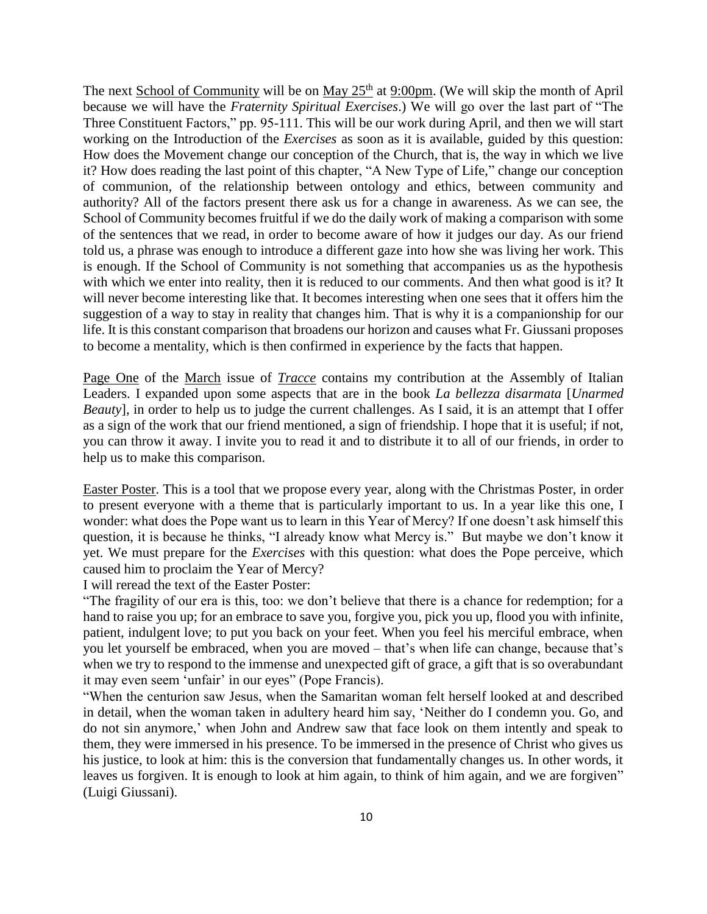The next School of Community will be on May 25th at 9:00pm. (We will skip the month of April because we will have the *Fraternity Spiritual Exercises*.) We will go over the last part of "The Three Constituent Factors," pp. 95-111. This will be our work during April, and then we will start working on the Introduction of the *Exercises* as soon as it is available, guided by this question: How does the Movement change our conception of the Church, that is, the way in which we live it? How does reading the last point of this chapter, "A New Type of Life," change our conception of communion, of the relationship between ontology and ethics, between community and authority? All of the factors present there ask us for a change in awareness. As we can see, the School of Community becomes fruitful if we do the daily work of making a comparison with some of the sentences that we read, in order to become aware of how it judges our day. As our friend told us, a phrase was enough to introduce a different gaze into how she was living her work. This is enough. If the School of Community is not something that accompanies us as the hypothesis with which we enter into reality, then it is reduced to our comments. And then what good is it? It will never become interesting like that. It becomes interesting when one sees that it offers him the suggestion of a way to stay in reality that changes him. That is why it is a companionship for our life. It is this constant comparison that broadens our horizon and causes what Fr. Giussani proposes to become a mentality, which is then confirmed in experience by the facts that happen.

Page One of the March issue of *Tracce* contains my contribution at the Assembly of Italian Leaders. I expanded upon some aspects that are in the book *La bellezza disarmata* [*Unarmed Beauty*], in order to help us to judge the current challenges. As I said, it is an attempt that I offer as a sign of the work that our friend mentioned, a sign of friendship. I hope that it is useful; if not, you can throw it away. I invite you to read it and to distribute it to all of our friends, in order to help us to make this comparison.

Easter Poster. This is a tool that we propose every year, along with the Christmas Poster, in order to present everyone with a theme that is particularly important to us. In a year like this one, I wonder: what does the Pope want us to learn in this Year of Mercy? If one doesn't ask himself this question, it is because he thinks, "I already know what Mercy is." But maybe we don't know it yet. We must prepare for the *Exercises* with this question: what does the Pope perceive, which caused him to proclaim the Year of Mercy?

I will reread the text of the Easter Poster:

"The fragility of our era is this, too: we don't believe that there is a chance for redemption; for a hand to raise you up; for an embrace to save you, forgive you, pick you up, flood you with infinite, patient, indulgent love; to put you back on your feet. When you feel his merciful embrace, when you let yourself be embraced, when you are moved – that's when life can change, because that's when we try to respond to the immense and unexpected gift of grace, a gift that is so overabundant it may even seem 'unfair' in our eyes" (Pope Francis).

"When the centurion saw Jesus, when the Samaritan woman felt herself looked at and described in detail, when the woman taken in adultery heard him say, 'Neither do I condemn you. Go, and do not sin anymore,' when John and Andrew saw that face look on them intently and speak to them, they were immersed in his presence. To be immersed in the presence of Christ who gives us his justice, to look at him: this is the conversion that fundamentally changes us. In other words, it leaves us forgiven. It is enough to look at him again, to think of him again, and we are forgiven" (Luigi Giussani).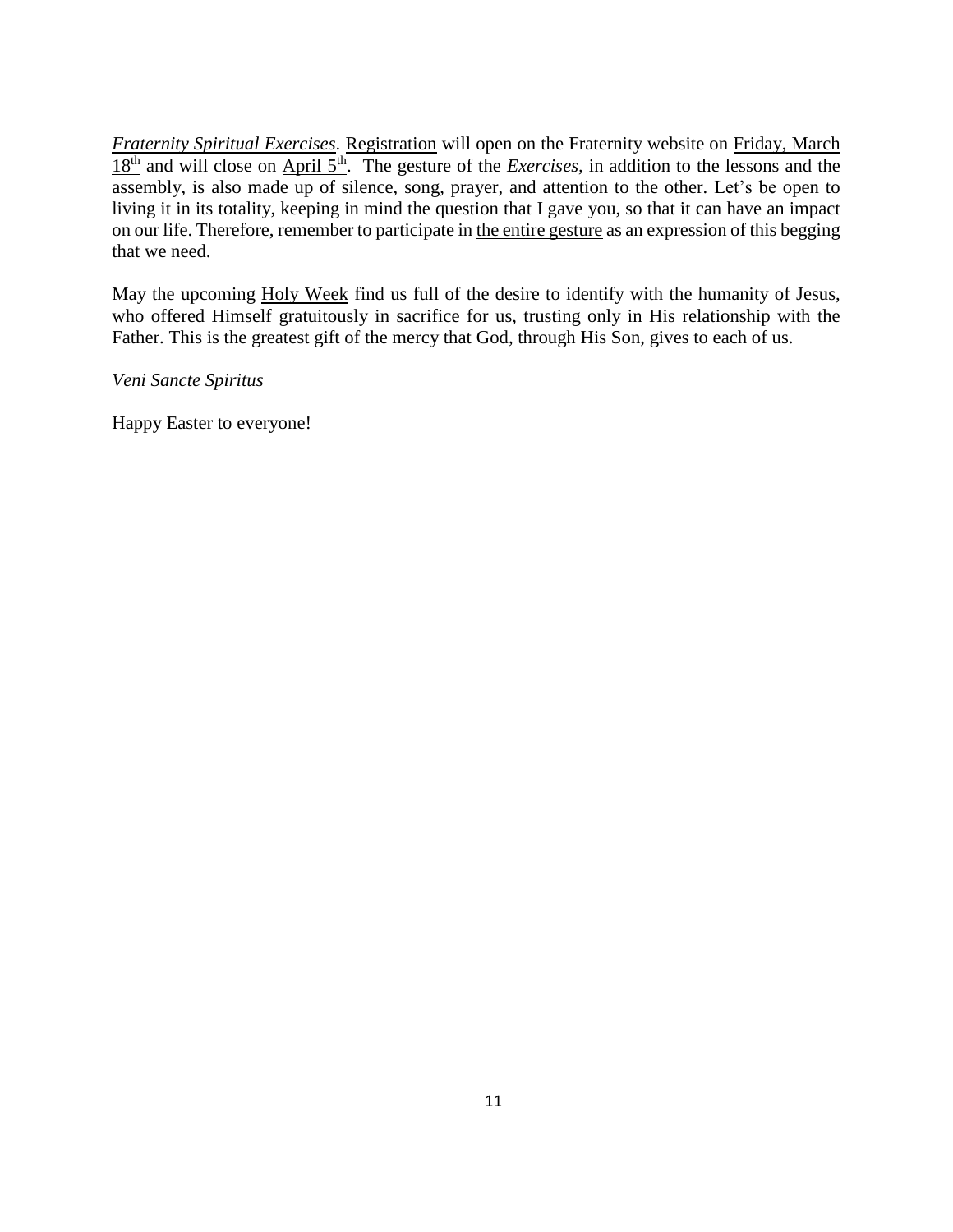*Fraternity Spiritual Exercises*. Registration will open on the Fraternity website on Friday, March 18th and will close on April 5th. The gesture of the *Exercises*, in addition to the lessons and the assembly, is also made up of silence, song, prayer, and attention to the other. Let's be open to living it in its totality, keeping in mind the question that I gave you, so that it can have an impact on our life. Therefore, remember to participate in the entire gesture as an expression of this begging that we need.

May the upcoming Holy Week find us full of the desire to identify with the humanity of Jesus, who offered Himself gratuitously in sacrifice for us, trusting only in His relationship with the Father. This is the greatest gift of the mercy that God, through His Son, gives to each of us.

*Veni Sancte Spiritus*

Happy Easter to everyone!